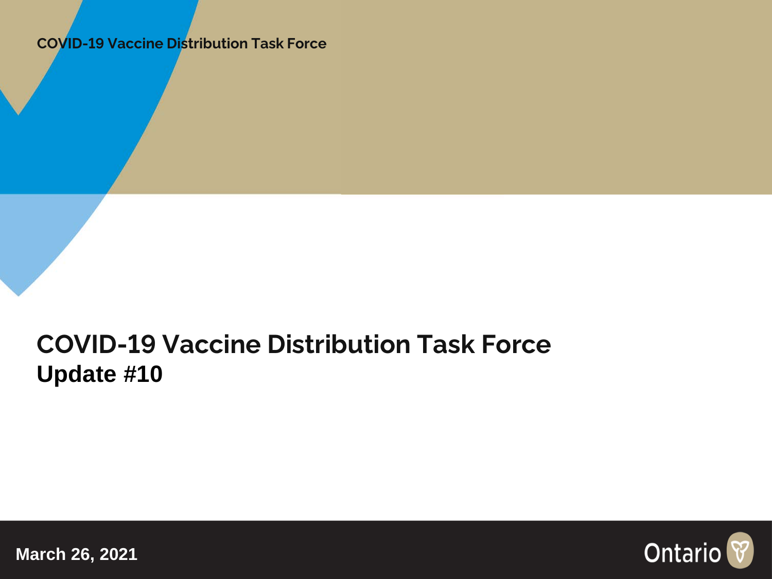COVID-19 Vaccine Distribution Task Force

# COVID-19 Vaccine Distribution Task Force

## Update #10

March 26, 2021

Ontario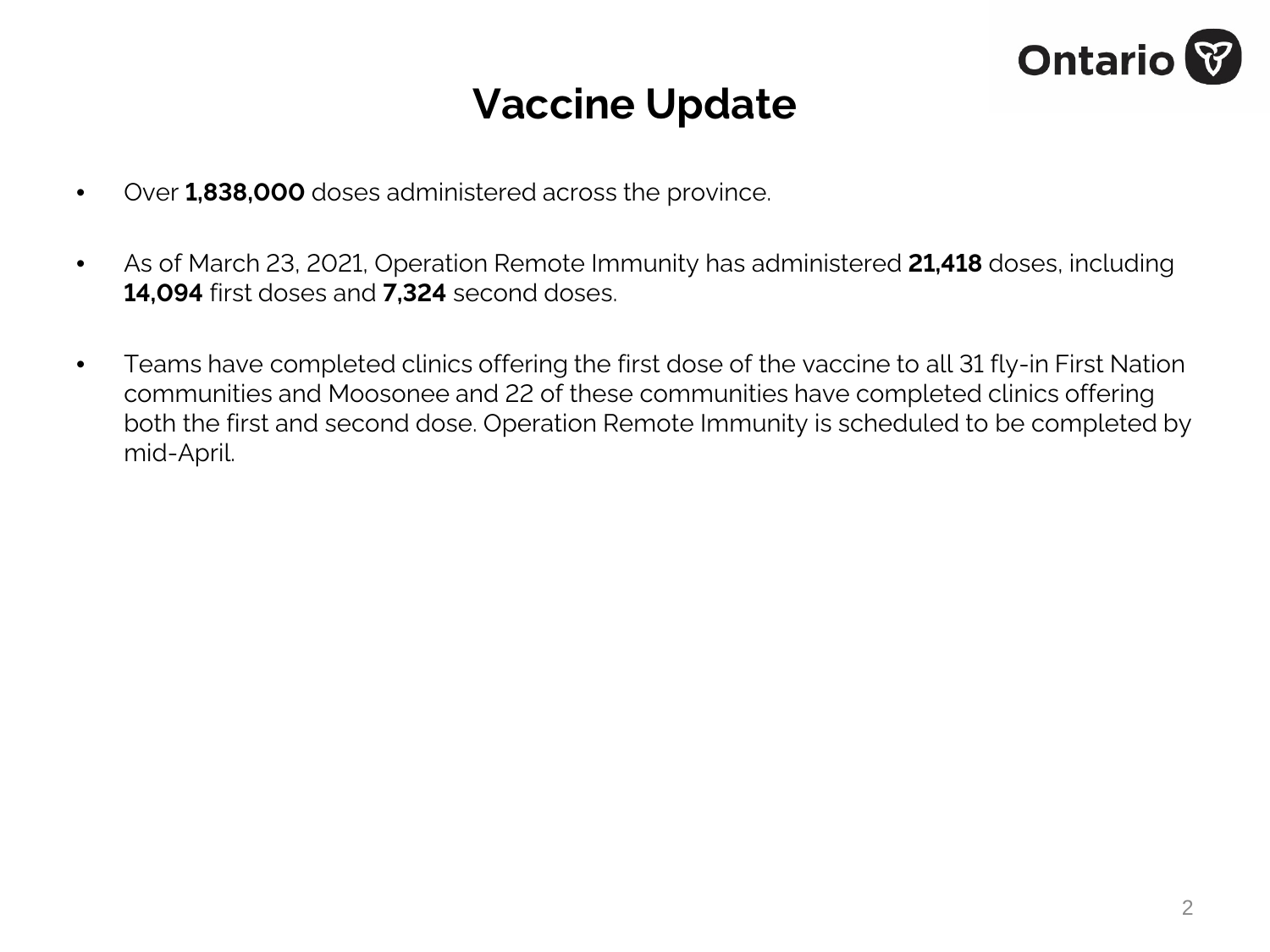# Vaccine Update

- Over **1,838,000** doses administered across the province.
- As of March 23, 2021, Operation Remote Immunity has administered **21,418** doses, including **14,094** first doses and **7,324** second doses.
- Teams have completed clinics offering the first dose of the vaccine to all 31 fly-in First Nation communities and Moosonee and 22 of these communities have completed clinics offering both the first and second dose. Operation Remote Immunity is scheduled to be completed by mid-April.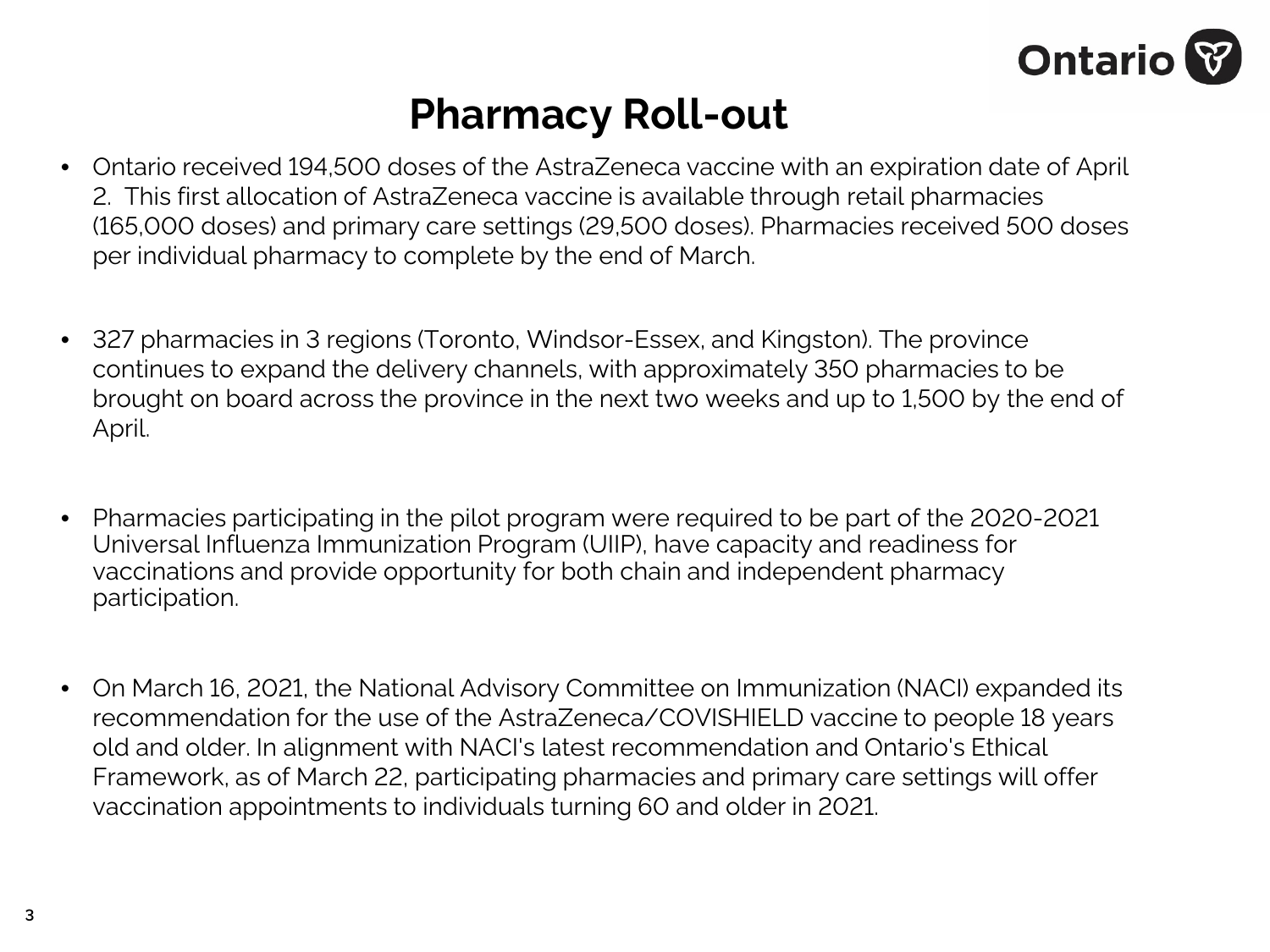# Pharmacy Roll-out

- Ontario received 194,500 doses of the AstraZeneca vaccine with an expiration date of April 2. This first allocation of AstraZeneca vaccine is available through retail pharmacies (165,000 doses) and primary care settings (29,500 doses). Pharmacies received 500 doses per individual pharmacy to complete by the end of March.

- 327 pharmacies in 3 regions (Toronto, Windsor-Essex, and Kingston). The province continues to expand the delivery channels, with approximately 350 pharmacies to be brought on board across the province in the next two weeks and up to 1,500 by the end of April.

- Pharmacies participating in the pilot program were required to be part of the 2020-2021 Universal Influenza Immunization Program (UIIP), have capacity and readiness for vaccinations and provide opportunity for both chain and independent pharmacy participation.

- On March 16, 2021, the National Advisory Committee on Immunization (NACI) expanded its recommendation for the use of the AstraZeneca/COVISHIELD vaccine to people 18 years old and older. In alignment with NACI's latest recommendation and Ontario's Ethical Framework, as of March 22, participating pharmacies and primary care settings will offer vaccination appointments to individuals turning 60 and older in 2021.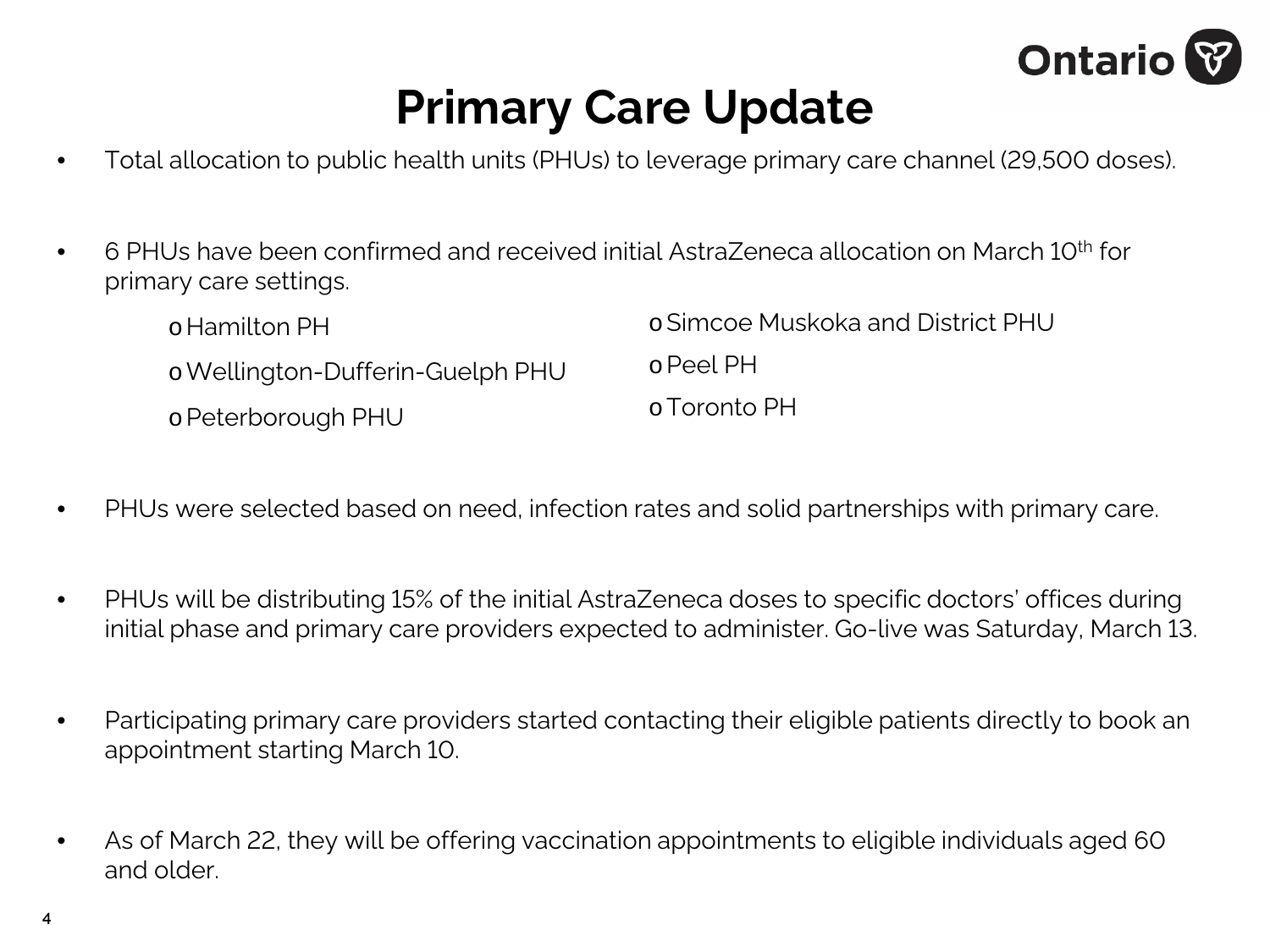# Primary Care Update

- Total allocation to public health units (PHUs) to leverage primary care channel (29,500 doses).

- 6 PHUs have been confirmed and received initial AstraZeneca allocation on March 10th for primary care settings.
  - Hamilton PH
  - Wellington-Dufferin-Guelph PHU
  - Peterborough PHU
  - Simcoe Muskoka and District PHU
  - Peel PH
  - Toronto PH

- PHUs were selected based on need, infection rates and solid partnerships with primary care.

- PHUs will be distributing 15% of the initial AstraZeneca doses to specific doctors' offices during initial phase and primary care providers expected to administer. Go-live was Saturday, March 13.

- Participating primary care providers started contacting their eligible patients directly to book an appointment starting March 10.

- As of March 22, they will be offering vaccination appointments to eligible individuals aged 60 and older.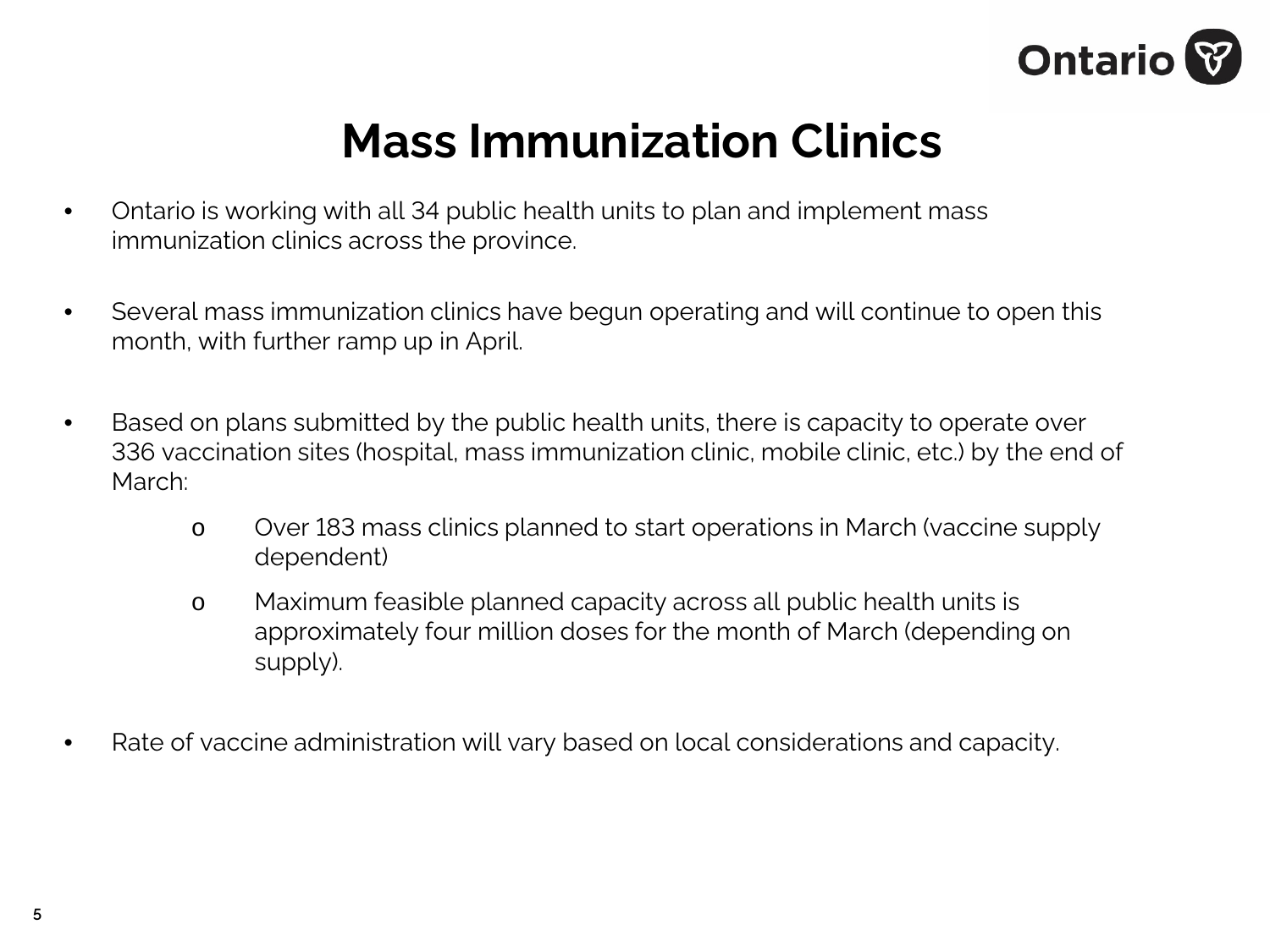# Mass Immunization Clinics

- Ontario is working with all 34 public health units to plan and implement mass immunization clinics across the province.

- Several mass immunization clinics have begun operating and will continue to open this month, with further ramp up in April.

- Based on plans submitted by the public health units, there is capacity to operate over 336 vaccination sites (hospital, mass immunization clinic, mobile clinic, etc.) by the end of March:
  - Over 183 mass clinics planned to start operations in March (vaccine supply dependent)
  - Maximum feasible planned capacity across all public health units is approximately four million doses for the month of March (depending on supply).

- Rate of vaccine administration will vary based on local considerations and capacity.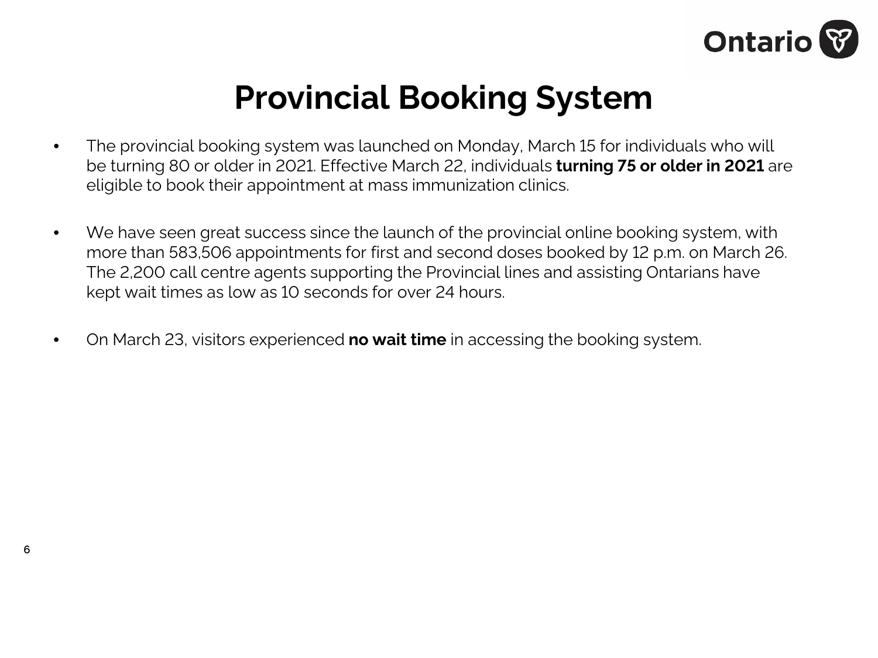# Provincial Booking System

- The provincial booking system was launched on Monday, March 15 for individuals who will be turning 80 or older in 2021. Effective March 22, individuals **turning 75 or older in 2021** are eligible to book their appointment at mass immunization clinics.

- We have seen great success since the launch of the provincial online booking system, with more than 583,506 appointments for first and second doses booked by 12 p.m. on March 26. The 2,200 call centre agents supporting the Provincial lines and assisting Ontarians have kept wait times as low as 10 seconds for over 24 hours.

- On March 23, visitors experienced **no wait time** in accessing the booking system.